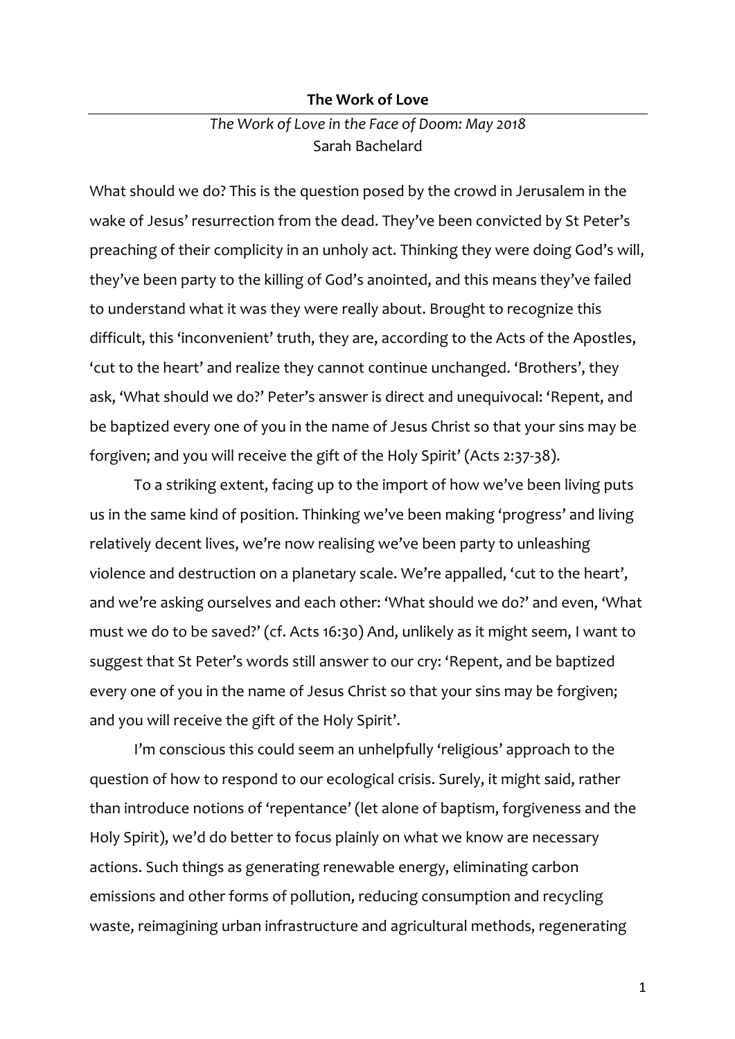**The Work of Love**

*The Work of Love in the Face of Doom: May 2018*
Sarah Bachelard

What should we do? This is the question posed by the crowd in Jerusalem in the wake of Jesus' resurrection from the dead. They've been convicted by St Peter's preaching of their complicity in an unholy act. Thinking they were doing God's will, they've been party to the killing of God's anointed, and this means they've failed to understand what it was they were really about. Brought to recognize this difficult, this 'inconvenient' truth, they are, according to the Acts of the Apostles, 'cut to the heart' and realize they cannot continue unchanged. 'Brothers', they ask, 'What should we do?' Peter's answer is direct and unequivocal: 'Repent, and be baptized every one of you in the name of Jesus Christ so that your sins may be forgiven; and you will receive the gift of the Holy Spirit' (Acts 2:37-38).

To a striking extent, facing up to the import of how we've been living puts us in the same kind of position. Thinking we've been making 'progress' and living relatively decent lives, we're now realising we've been party to unleashing violence and destruction on a planetary scale. We're appalled, 'cut to the heart', and we're asking ourselves and each other: 'What should we do?' and even, 'What must we do to be saved?' (cf. Acts 16:30) And, unlikely as it might seem, I want to suggest that St Peter's words still answer to our cry: 'Repent, and be baptized every one of you in the name of Jesus Christ so that your sins may be forgiven; and you will receive the gift of the Holy Spirit'.

I'm conscious this could seem an unhelpfully 'religious' approach to the question of how to respond to our ecological crisis. Surely, it might said, rather than introduce notions of 'repentance' (let alone of baptism, forgiveness and the Holy Spirit), we'd do better to focus plainly on what we know are necessary actions. Such things as generating renewable energy, eliminating carbon emissions and other forms of pollution, reducing consumption and recycling waste, reimagining urban infrastructure and agricultural methods, regenerating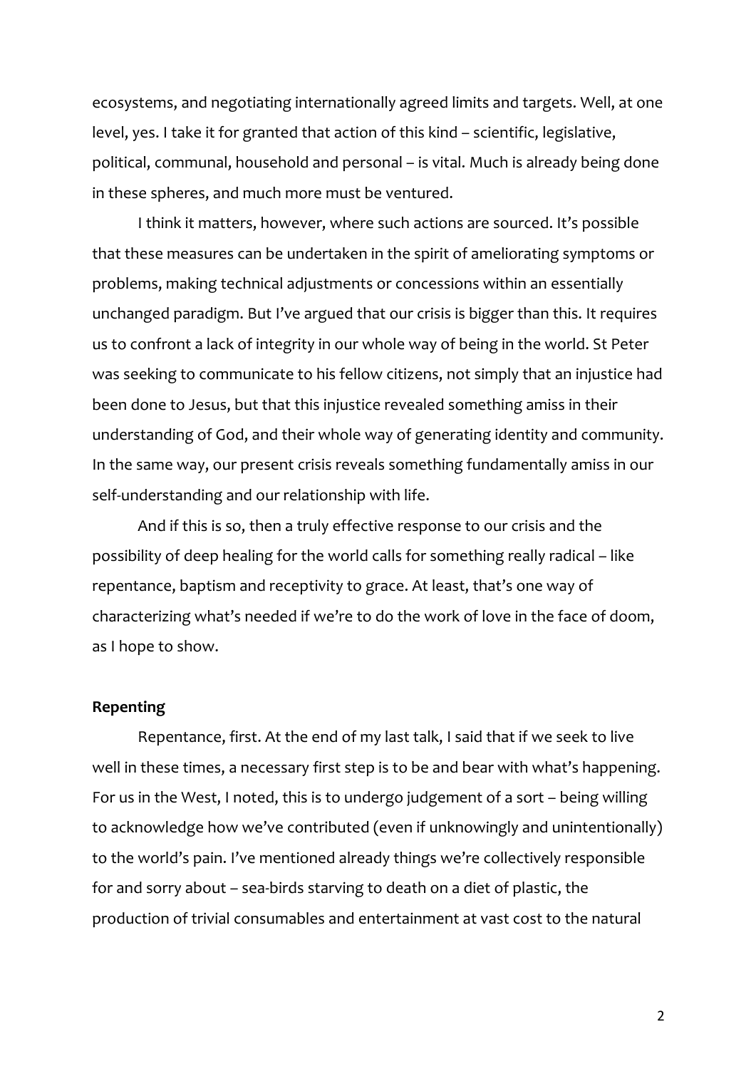ecosystems, and negotiating internationally agreed limits and targets. Well, at one level, yes. I take it for granted that action of this kind – scientific, legislative, political, communal, household and personal – is vital. Much is already being done in these spheres, and much more must be ventured.

I think it matters, however, where such actions are sourced. It's possible that these measures can be undertaken in the spirit of ameliorating symptoms or problems, making technical adjustments or concessions within an essentially unchanged paradigm. But I've argued that our crisis is bigger than this. It requires us to confront a lack of integrity in our whole way of being in the world. St Peter was seeking to communicate to his fellow citizens, not simply that an injustice had been done to Jesus, but that this injustice revealed something amiss in their understanding of God, and their whole way of generating identity and community. In the same way, our present crisis reveals something fundamentally amiss in our self-understanding and our relationship with life.

And if this is so, then a truly effective response to our crisis and the possibility of deep healing for the world calls for something really radical – like repentance, baptism and receptivity to grace. At least, that's one way of characterizing what's needed if we're to do the work of love in the face of doom, as I hope to show.

**Repenting**

Repentance, first. At the end of my last talk, I said that if we seek to live well in these times, a necessary first step is to be and bear with what's happening. For us in the West, I noted, this is to undergo judgement of a sort – being willing to acknowledge how we've contributed (even if unknowingly and unintentionally) to the world's pain. I've mentioned already things we're collectively responsible for and sorry about – sea-birds starving to death on a diet of plastic, the production of trivial consumables and entertainment at vast cost to the natural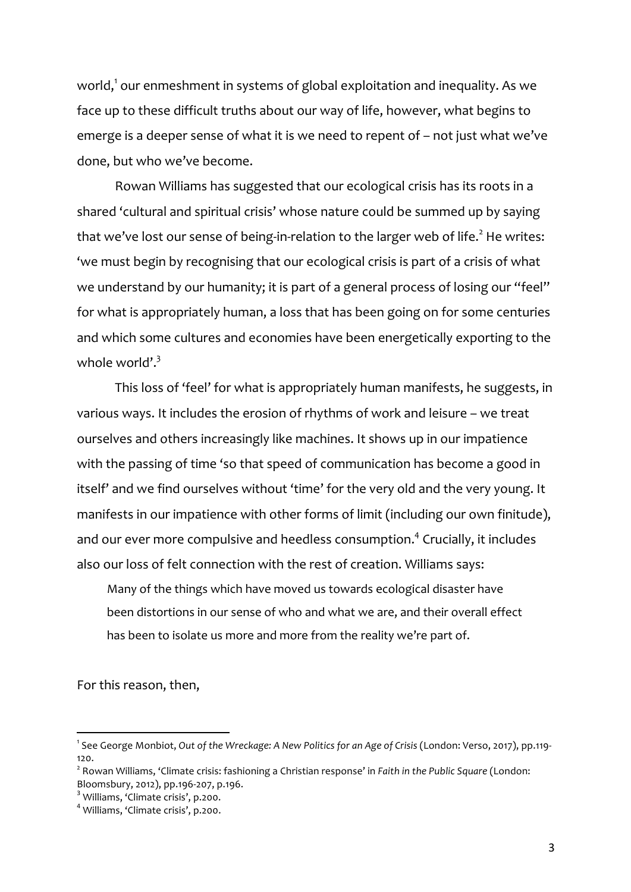world,[1] our enmeshment in systems of global exploitation and inequality. As we face up to these difficult truths about our way of life, however, what begins to emerge is a deeper sense of what it is we need to repent of – not just what we've done, but who we've become.

Rowan Williams has suggested that our ecological crisis has its roots in a shared 'cultural and spiritual crisis' whose nature could be summed up by saying that we've lost our sense of being-in-relation to the larger web of life.[2] He writes: 'we must begin by recognising that our ecological crisis is part of a crisis of what we understand by our humanity; it is part of a general process of losing our "feel" for what is appropriately human, a loss that has been going on for some centuries and which some cultures and economies have been energetically exporting to the whole world'.[3]

This loss of 'feel' for what is appropriately human manifests, he suggests, in various ways. It includes the erosion of rhythms of work and leisure – we treat ourselves and others increasingly like machines. It shows up in our impatience with the passing of time 'so that speed of communication has become a good in itself' and we find ourselves without 'time' for the very old and the very young. It manifests in our impatience with other forms of limit (including our own finitude), and our ever more compulsive and heedless consumption.[4] Crucially, it includes also our loss of felt connection with the rest of creation. Williams says:

> Many of the things which have moved us towards ecological disaster have been distortions in our sense of who and what we are, and their overall effect has been to isolate us more and more from the reality we're part of.

For this reason, then,

---

[1] See George Monbiot, *Out of the Wreckage: A New Politics for an Age of Crisis* (London: Verso, 2017), pp.119-120.

[2] Rowan Williams, 'Climate crisis: fashioning a Christian response' in *Faith in the Public Square* (London: Bloomsbury, 2012), pp.196-207, p.196.

[3] Williams, 'Climate crisis', p.200.

[4] Williams, 'Climate crisis', p.200.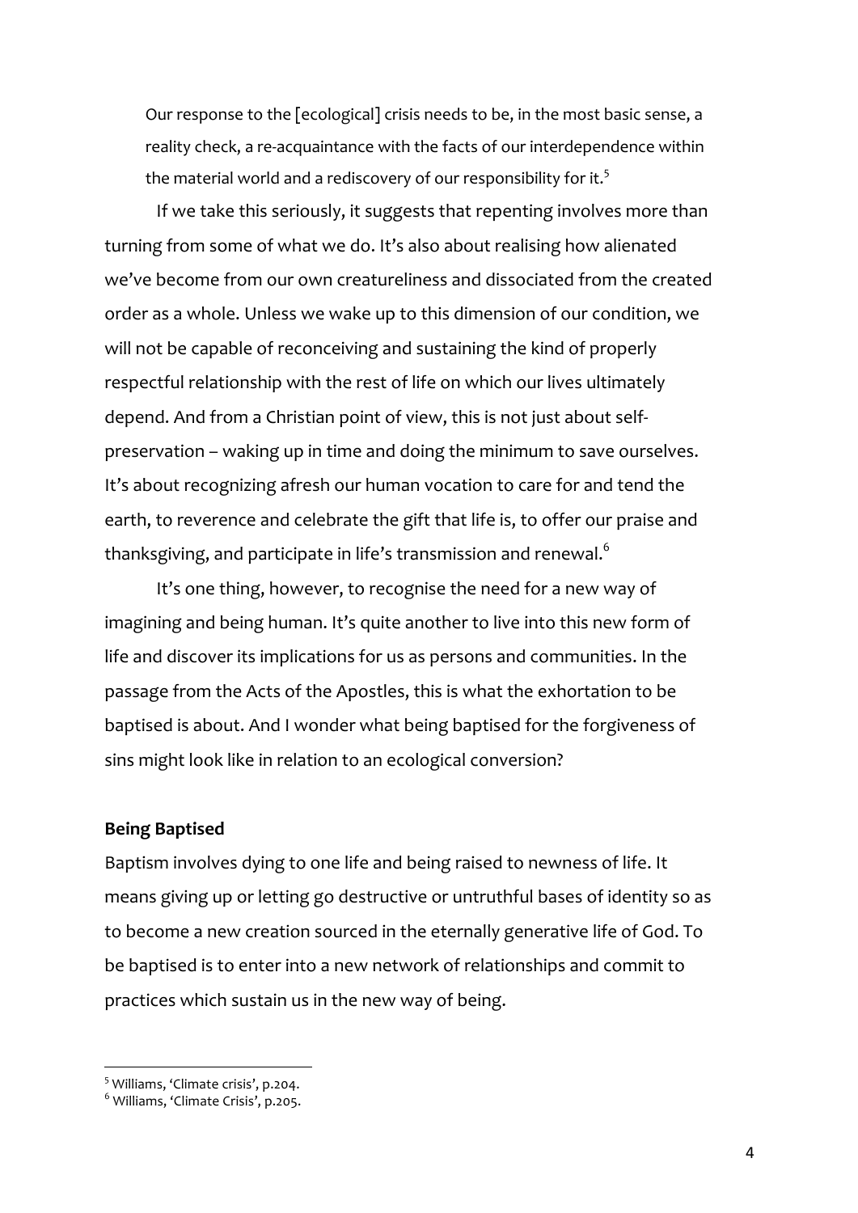> Our response to the [ecological] crisis needs to be, in the most basic sense, a reality check, a re-acquaintance with the facts of our interdependence within the material world and a rediscovery of our responsibility for it.[5]

If we take this seriously, it suggests that repenting involves more than turning from some of what we do. It's also about realising how alienated we've become from our own creatureliness and dissociated from the created order as a whole. Unless we wake up to this dimension of our condition, we will not be capable of reconceiving and sustaining the kind of properly respectful relationship with the rest of life on which our lives ultimately depend. And from a Christian point of view, this is not just about self-preservation – waking up in time and doing the minimum to save ourselves. It's about recognizing afresh our human vocation to care for and tend the earth, to reverence and celebrate the gift that life is, to offer our praise and thanksgiving, and participate in life's transmission and renewal.[6]

It's one thing, however, to recognise the need for a new way of imagining and being human. It's quite another to live into this new form of life and discover its implications for us as persons and communities. In the passage from the Acts of the Apostles, this is what the exhortation to be baptised is about. And I wonder what being baptised for the forgiveness of sins might look like in relation to an ecological conversion?

**Being Baptised**

Baptism involves dying to one life and being raised to newness of life. It means giving up or letting go destructive or untruthful bases of identity so as to become a new creation sourced in the eternally generative life of God. To be baptised is to enter into a new network of relationships and commit to practices which sustain us in the new way of being.

---

[5] Williams, 'Climate crisis', p.204.

[6] Williams, 'Climate Crisis', p.205.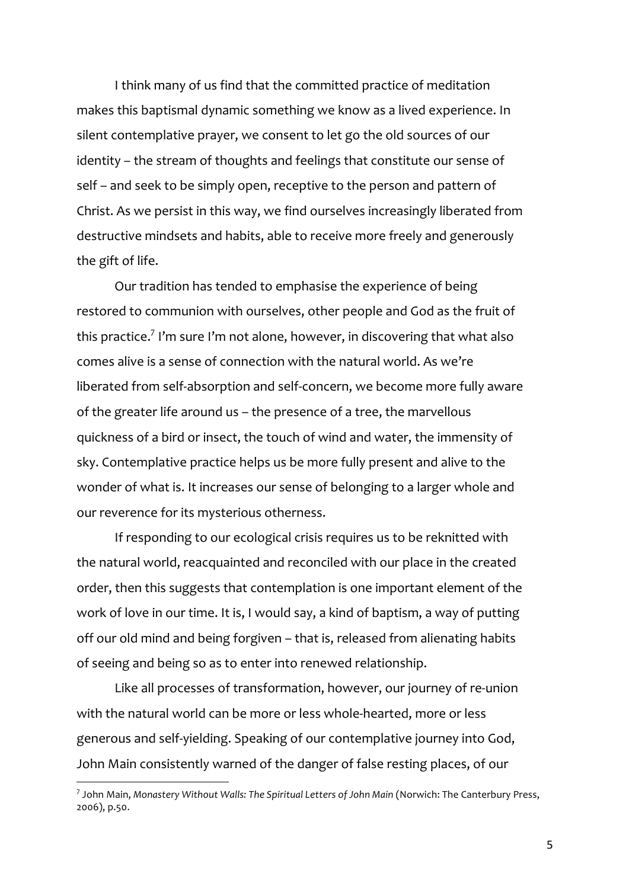I think many of us find that the committed practice of meditation makes this baptismal dynamic something we know as a lived experience. In silent contemplative prayer, we consent to let go the old sources of our identity – the stream of thoughts and feelings that constitute our sense of self – and seek to be simply open, receptive to the person and pattern of Christ. As we persist in this way, we find ourselves increasingly liberated from destructive mindsets and habits, able to receive more freely and generously the gift of life.

Our tradition has tended to emphasise the experience of being restored to communion with ourselves, other people and God as the fruit of this practice.[7] I'm sure I'm not alone, however, in discovering that what also comes alive is a sense of connection with the natural world. As we're liberated from self-absorption and self-concern, we become more fully aware of the greater life around us – the presence of a tree, the marvellous quickness of a bird or insect, the touch of wind and water, the immensity of sky. Contemplative practice helps us be more fully present and alive to the wonder of what is. It increases our sense of belonging to a larger whole and our reverence for its mysterious otherness.

If responding to our ecological crisis requires us to be reknitted with the natural world, reacquainted and reconciled with our place in the created order, then this suggests that contemplation is one important element of the work of love in our time. It is, I would say, a kind of baptism, a way of putting off our old mind and being forgiven – that is, released from alienating habits of seeing and being so as to enter into renewed relationship.

Like all processes of transformation, however, our journey of re-union with the natural world can be more or less whole-hearted, more or less generous and self-yielding. Speaking of our contemplative journey into God, John Main consistently warned of the danger of false resting places, of our

---

[7] John Main, *Monastery Without Walls: The Spiritual Letters of John Main* (Norwich: The Canterbury Press, 2006), p.50.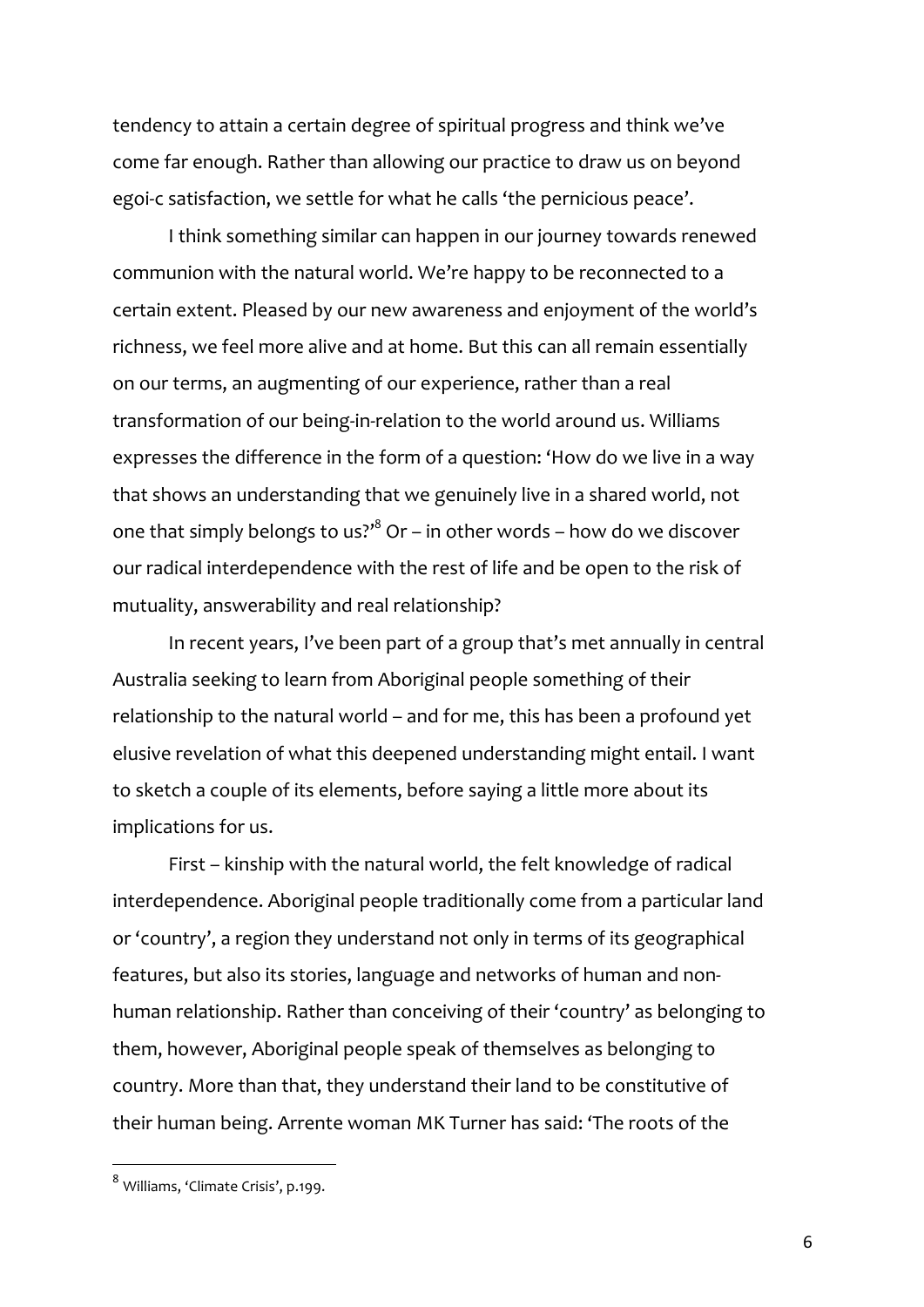tendency to attain a certain degree of spiritual progress and think we've come far enough. Rather than allowing our practice to draw us on beyond egoi-c satisfaction, we settle for what he calls 'the pernicious peace'.

I think something similar can happen in our journey towards renewed communion with the natural world. We're happy to be reconnected to a certain extent. Pleased by our new awareness and enjoyment of the world's richness, we feel more alive and at home. But this can all remain essentially on our terms, an augmenting of our experience, rather than a real transformation of our being-in-relation to the world around us. Williams expresses the difference in the form of a question: 'How do we live in a way that shows an understanding that we genuinely live in a shared world, not one that simply belongs to us?'[8] Or – in other words – how do we discover our radical interdependence with the rest of life and be open to the risk of mutuality, answerability and real relationship?

In recent years, I've been part of a group that's met annually in central Australia seeking to learn from Aboriginal people something of their relationship to the natural world – and for me, this has been a profound yet elusive revelation of what this deepened understanding might entail. I want to sketch a couple of its elements, before saying a little more about its implications for us.

First – kinship with the natural world, the felt knowledge of radical interdependence. Aboriginal people traditionally come from a particular land or 'country', a region they understand not only in terms of its geographical features, but also its stories, language and networks of human and non-human relationship. Rather than conceiving of their 'country' as belonging to them, however, Aboriginal people speak of themselves as belonging to country. More than that, they understand their land to be constitutive of their human being. Arrente woman MK Turner has said: 'The roots of the

---

[8] Williams, 'Climate Crisis', p.199.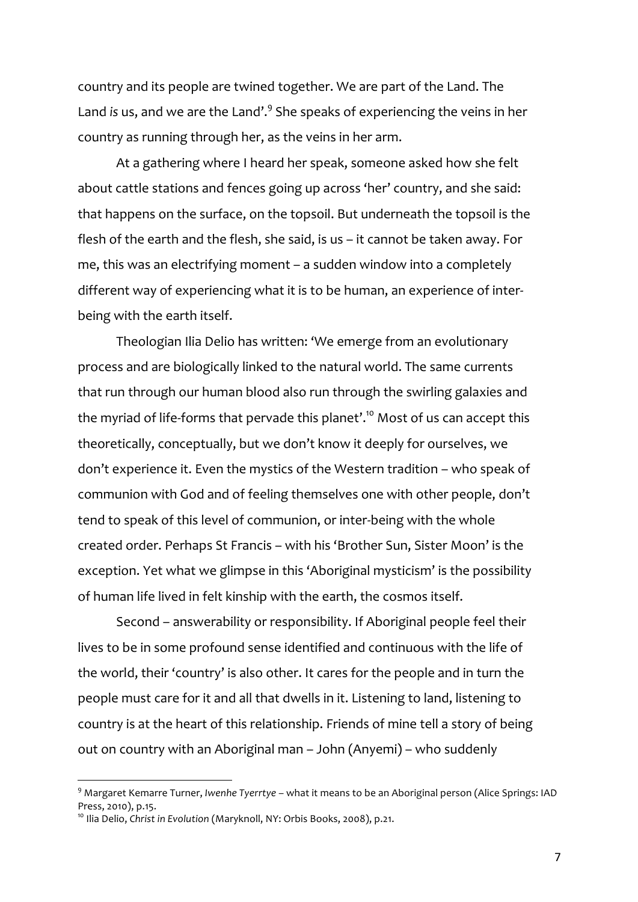country and its people are twined together. We are part of the Land. The Land *is* us, and we are the Land'.[9] She speaks of experiencing the veins in her country as running through her, as the veins in her arm.

At a gathering where I heard her speak, someone asked how she felt about cattle stations and fences going up across 'her' country, and she said: that happens on the surface, on the topsoil. But underneath the topsoil is the flesh of the earth and the flesh, she said, is us – it cannot be taken away. For me, this was an electrifying moment – a sudden window into a completely different way of experiencing what it is to be human, an experience of inter-being with the earth itself.

Theologian Ilia Delio has written: 'We emerge from an evolutionary process and are biologically linked to the natural world. The same currents that run through our human blood also run through the swirling galaxies and the myriad of life-forms that pervade this planet'.[10] Most of us can accept this theoretically, conceptually, but we don't know it deeply for ourselves, we don't experience it. Even the mystics of the Western tradition – who speak of communion with God and of feeling themselves one with other people, don't tend to speak of this level of communion, or inter-being with the whole created order. Perhaps St Francis – with his 'Brother Sun, Sister Moon' is the exception. Yet what we glimpse in this 'Aboriginal mysticism' is the possibility of human life lived in felt kinship with the earth, the cosmos itself.

Second – answerability or responsibility. If Aboriginal people feel their lives to be in some profound sense identified and continuous with the life of the world, their 'country' is also other. It cares for the people and in turn the people must care for it and all that dwells in it. Listening to land, listening to country is at the heart of this relationship. Friends of mine tell a story of being out on country with an Aboriginal man – John (Anyemi) – who suddenly

---

[9] Margaret Kemarre Turner, *Iwenhe Tyerrtye* – what it means to be an Aboriginal person (Alice Springs: IAD Press, 2010), p.15.

[10] Ilia Delio, *Christ in Evolution* (Maryknoll, NY: Orbis Books, 2008), p.21.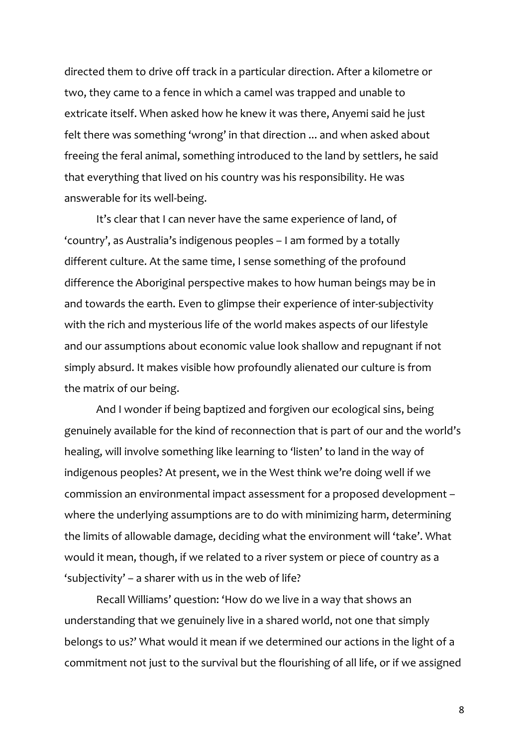directed them to drive off track in a particular direction. After a kilometre or two, they came to a fence in which a camel was trapped and unable to extricate itself. When asked how he knew it was there, Anyemi said he just felt there was something 'wrong' in that direction ... and when asked about freeing the feral animal, something introduced to the land by settlers, he said that everything that lived on his country was his responsibility. He was answerable for its well-being.

It's clear that I can never have the same experience of land, of 'country', as Australia's indigenous peoples – I am formed by a totally different culture. At the same time, I sense something of the profound difference the Aboriginal perspective makes to how human beings may be in and towards the earth. Even to glimpse their experience of inter-subjectivity with the rich and mysterious life of the world makes aspects of our lifestyle and our assumptions about economic value look shallow and repugnant if not simply absurd. It makes visible how profoundly alienated our culture is from the matrix of our being.

And I wonder if being baptized and forgiven our ecological sins, being genuinely available for the kind of reconnection that is part of our and the world's healing, will involve something like learning to 'listen' to land in the way of indigenous peoples? At present, we in the West think we're doing well if we commission an environmental impact assessment for a proposed development – where the underlying assumptions are to do with minimizing harm, determining the limits of allowable damage, deciding what the environment will 'take'. What would it mean, though, if we related to a river system or piece of country as a 'subjectivity' – a sharer with us in the web of life?

Recall Williams' question: 'How do we live in a way that shows an understanding that we genuinely live in a shared world, not one that simply belongs to us?' What would it mean if we determined our actions in the light of a commitment not just to the survival but the flourishing of all life, or if we assigned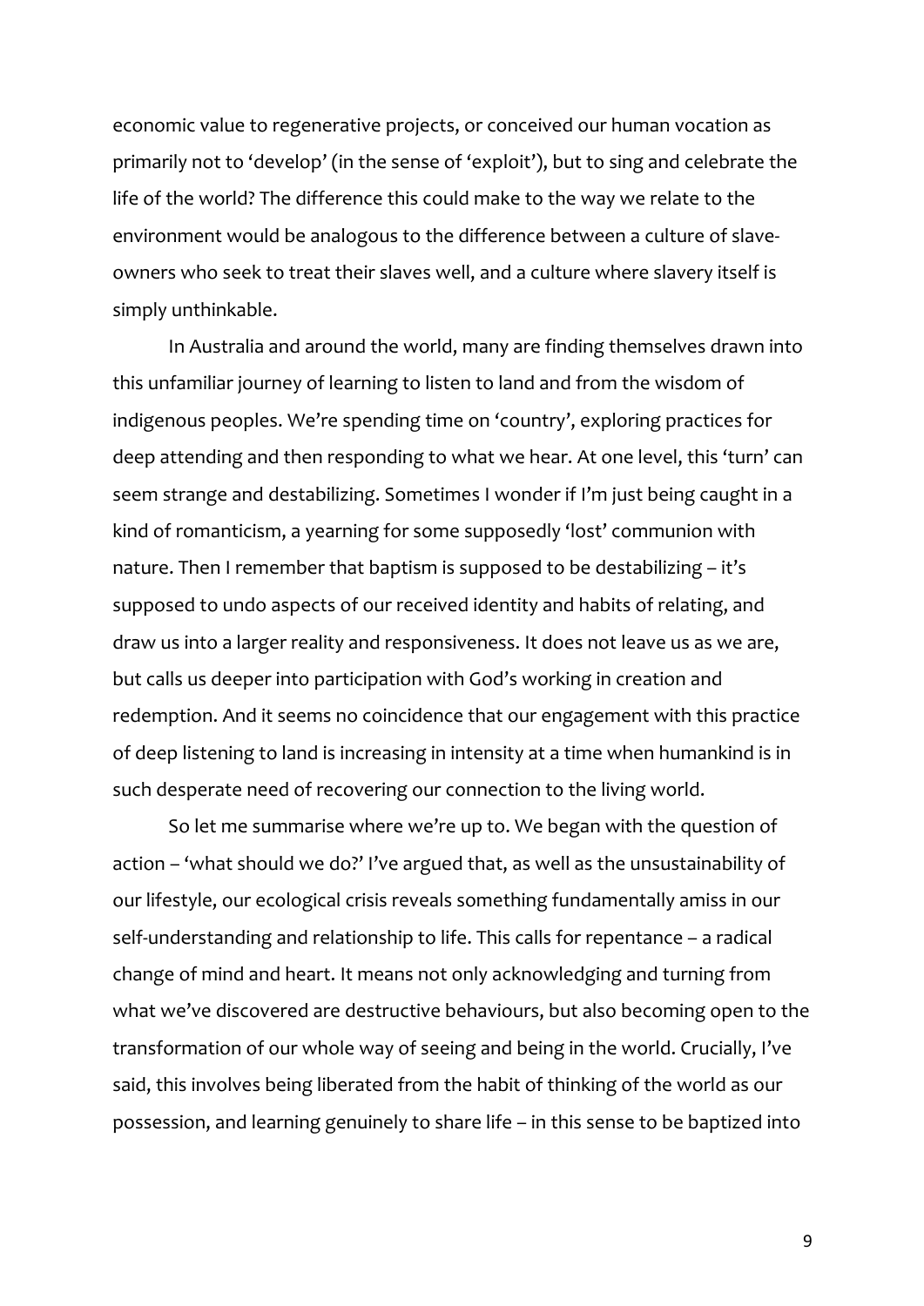economic value to regenerative projects, or conceived our human vocation as primarily not to 'develop' (in the sense of 'exploit'), but to sing and celebrate the life of the world? The difference this could make to the way we relate to the environment would be analogous to the difference between a culture of slave-owners who seek to treat their slaves well, and a culture where slavery itself is simply unthinkable.

In Australia and around the world, many are finding themselves drawn into this unfamiliar journey of learning to listen to land and from the wisdom of indigenous peoples. We're spending time on 'country', exploring practices for deep attending and then responding to what we hear. At one level, this 'turn' can seem strange and destabilizing. Sometimes I wonder if I'm just being caught in a kind of romanticism, a yearning for some supposedly 'lost' communion with nature. Then I remember that baptism is supposed to be destabilizing – it's supposed to undo aspects of our received identity and habits of relating, and draw us into a larger reality and responsiveness. It does not leave us as we are, but calls us deeper into participation with God's working in creation and redemption. And it seems no coincidence that our engagement with this practice of deep listening to land is increasing in intensity at a time when humankind is in such desperate need of recovering our connection to the living world.

So let me summarise where we're up to. We began with the question of action – 'what should we do?' I've argued that, as well as the unsustainability of our lifestyle, our ecological crisis reveals something fundamentally amiss in our self-understanding and relationship to life. This calls for repentance – a radical change of mind and heart. It means not only acknowledging and turning from what we've discovered are destructive behaviours, but also becoming open to the transformation of our whole way of seeing and being in the world. Crucially, I've said, this involves being liberated from the habit of thinking of the world as our possession, and learning genuinely to share life – in this sense to be baptized into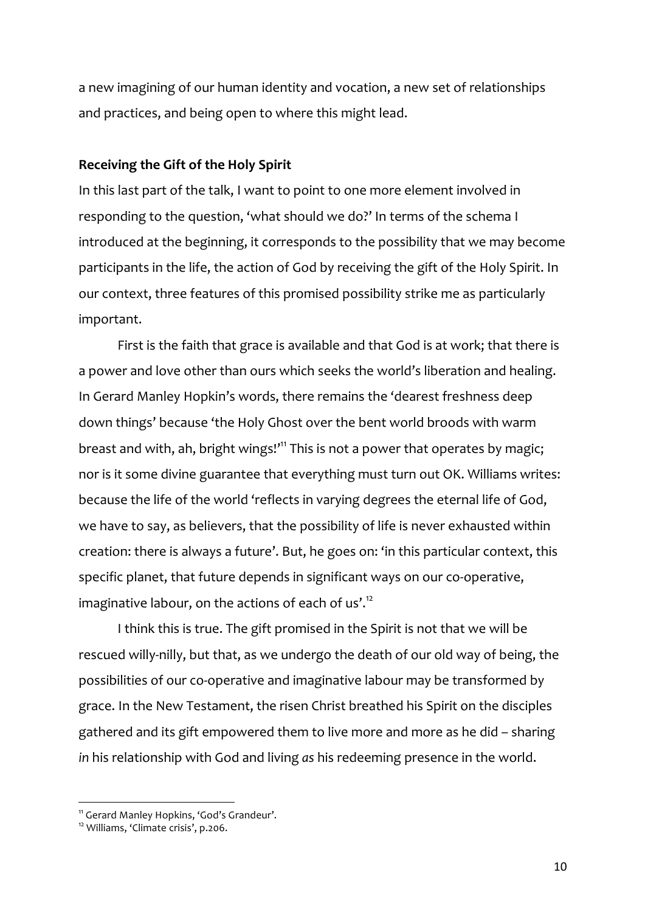a new imagining of our human identity and vocation, a new set of relationships and practices, and being open to where this might lead.

**Receiving the Gift of the Holy Spirit**

In this last part of the talk, I want to point to one more element involved in responding to the question, 'what should we do?' In terms of the schema I introduced at the beginning, it corresponds to the possibility that we may become participants in the life, the action of God by receiving the gift of the Holy Spirit. In our context, three features of this promised possibility strike me as particularly important.

First is the faith that grace is available and that God is at work; that there is a power and love other than ours which seeks the world's liberation and healing. In Gerard Manley Hopkin's words, there remains the 'dearest freshness deep down things' because 'the Holy Ghost over the bent world broods with warm breast and with, ah, bright wings!'[11] This is not a power that operates by magic; nor is it some divine guarantee that everything must turn out OK. Williams writes: because the life of the world 'reflects in varying degrees the eternal life of God, we have to say, as believers, that the possibility of life is never exhausted within creation: there is always a future'. But, he goes on: 'in this particular context, this specific planet, that future depends in significant ways on our co-operative, imaginative labour, on the actions of each of us'.[12]

I think this is true. The gift promised in the Spirit is not that we will be rescued willy-nilly, but that, as we undergo the death of our old way of being, the possibilities of our co-operative and imaginative labour may be transformed by grace. In the New Testament, the risen Christ breathed his Spirit on the disciples gathered and its gift empowered them to live more and more as he did – sharing *in* his relationship with God and living *as* his redeeming presence in the world.

---

[11] Gerard Manley Hopkins, 'God's Grandeur'.

[12] Williams, 'Climate crisis', p.206.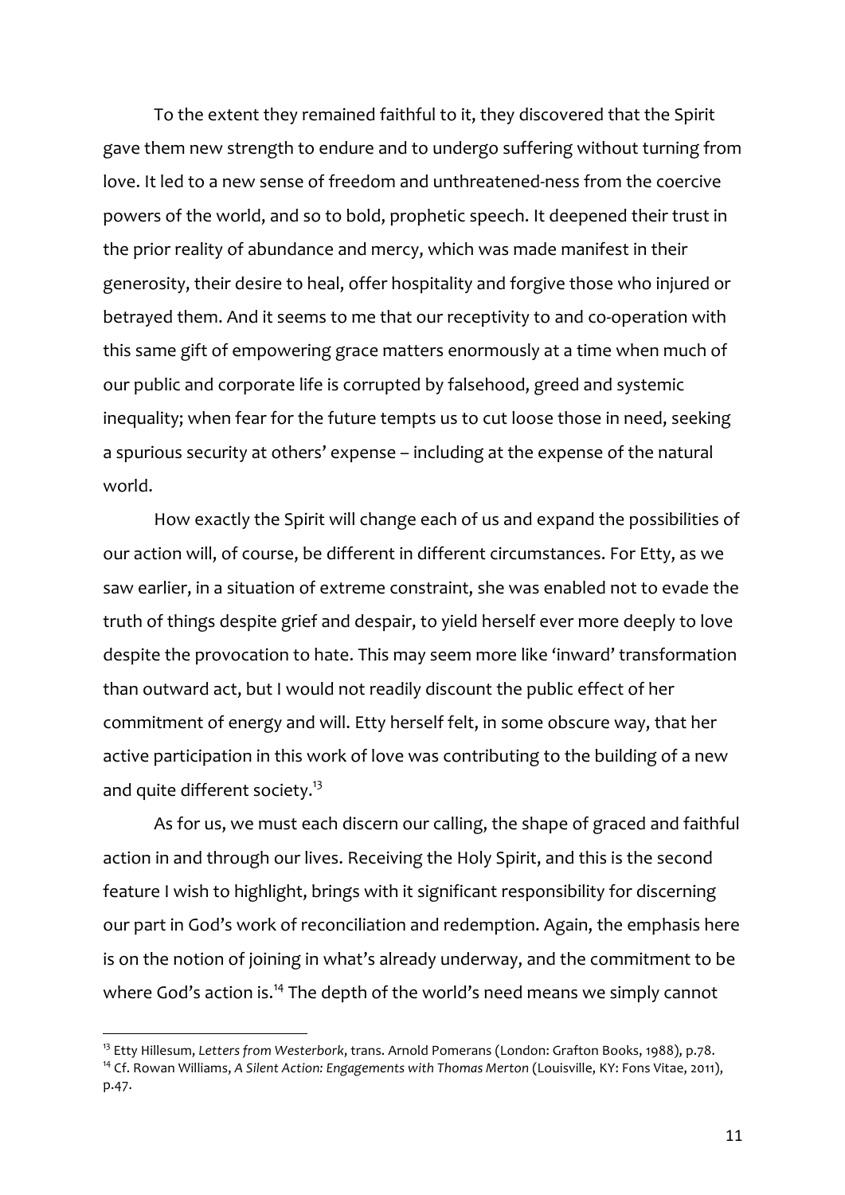To the extent they remained faithful to it, they discovered that the Spirit gave them new strength to endure and to undergo suffering without turning from love. It led to a new sense of freedom and unthreatened-ness from the coercive powers of the world, and so to bold, prophetic speech. It deepened their trust in the prior reality of abundance and mercy, which was made manifest in their generosity, their desire to heal, offer hospitality and forgive those who injured or betrayed them. And it seems to me that our receptivity to and co-operation with this same gift of empowering grace matters enormously at a time when much of our public and corporate life is corrupted by falsehood, greed and systemic inequality; when fear for the future tempts us to cut loose those in need, seeking a spurious security at others' expense – including at the expense of the natural world.

How exactly the Spirit will change each of us and expand the possibilities of our action will, of course, be different in different circumstances. For Etty, as we saw earlier, in a situation of extreme constraint, she was enabled not to evade the truth of things despite grief and despair, to yield herself ever more deeply to love despite the provocation to hate. This may seem more like 'inward' transformation than outward act, but I would not readily discount the public effect of her commitment of energy and will. Etty herself felt, in some obscure way, that her active participation in this work of love was contributing to the building of a new and quite different society.[13]

As for us, we must each discern our calling, the shape of graced and faithful action in and through our lives. Receiving the Holy Spirit, and this is the second feature I wish to highlight, brings with it significant responsibility for discerning our part in God's work of reconciliation and redemption. Again, the emphasis here is on the notion of joining in what's already underway, and the commitment to be where God's action is.[14] The depth of the world's need means we simply cannot

---

[13] Etty Hillesum, *Letters from Westerbork*, trans. Arnold Pomerans (London: Grafton Books, 1988), p.78.

[14] Cf. Rowan Williams, *A Silent Action: Engagements with Thomas Merton* (Louisville, KY: Fons Vitae, 2011), p.47.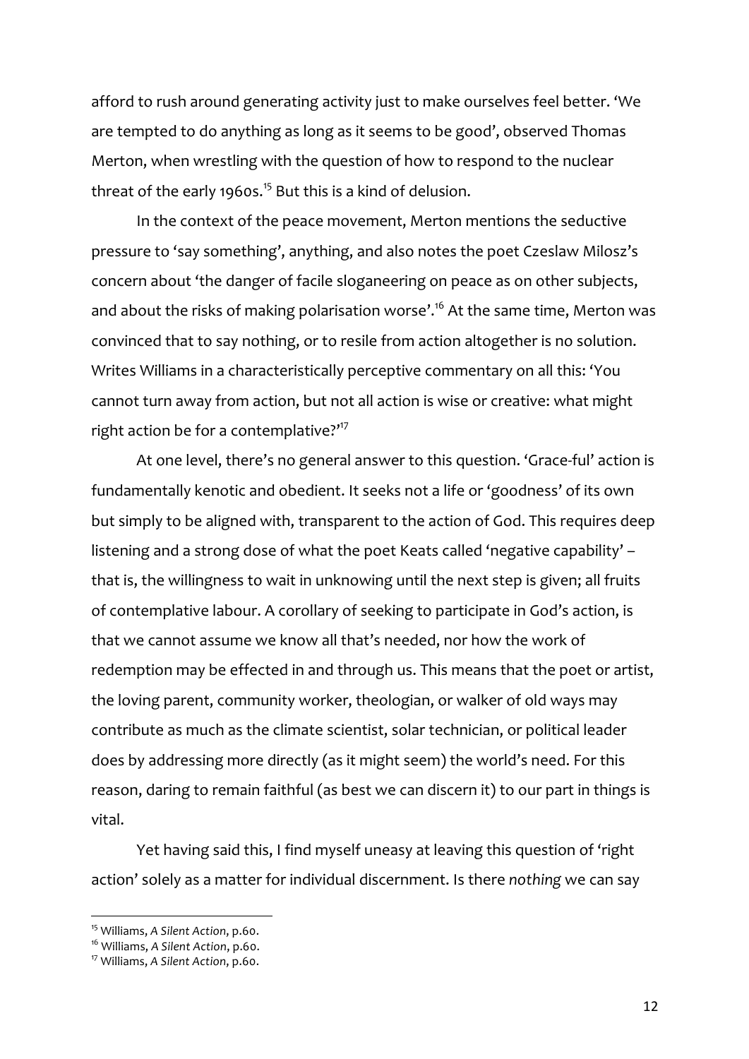afford to rush around generating activity just to make ourselves feel better. 'We are tempted to do anything as long as it seems to be good', observed Thomas Merton, when wrestling with the question of how to respond to the nuclear threat of the early 1960s.[15] But this is a kind of delusion.

In the context of the peace movement, Merton mentions the seductive pressure to 'say something', anything, and also notes the poet Czeslaw Milosz's concern about 'the danger of facile sloganeering on peace as on other subjects, and about the risks of making polarisation worse'.[16] At the same time, Merton was convinced that to say nothing, or to resile from action altogether is no solution. Writes Williams in a characteristically perceptive commentary on all this: 'You cannot turn away from action, but not all action is wise or creative: what might right action be for a contemplative?'[17]

At one level, there's no general answer to this question. 'Grace-ful' action is fundamentally kenotic and obedient. It seeks not a life or 'goodness' of its own but simply to be aligned with, transparent to the action of God. This requires deep listening and a strong dose of what the poet Keats called 'negative capability' – that is, the willingness to wait in unknowing until the next step is given; all fruits of contemplative labour. A corollary of seeking to participate in God's action, is that we cannot assume we know all that's needed, nor how the work of redemption may be effected in and through us. This means that the poet or artist, the loving parent, community worker, theologian, or walker of old ways may contribute as much as the climate scientist, solar technician, or political leader does by addressing more directly (as it might seem) the world's need. For this reason, daring to remain faithful (as best we can discern it) to our part in things is vital.

Yet having said this, I find myself uneasy at leaving this question of 'right action' solely as a matter for individual discernment. Is there *nothing* we can say

---

[15] Williams, *A Silent Action*, p.60.
[16] Williams, *A Silent Action*, p.60.
[17] Williams, *A Silent Action*, p.60.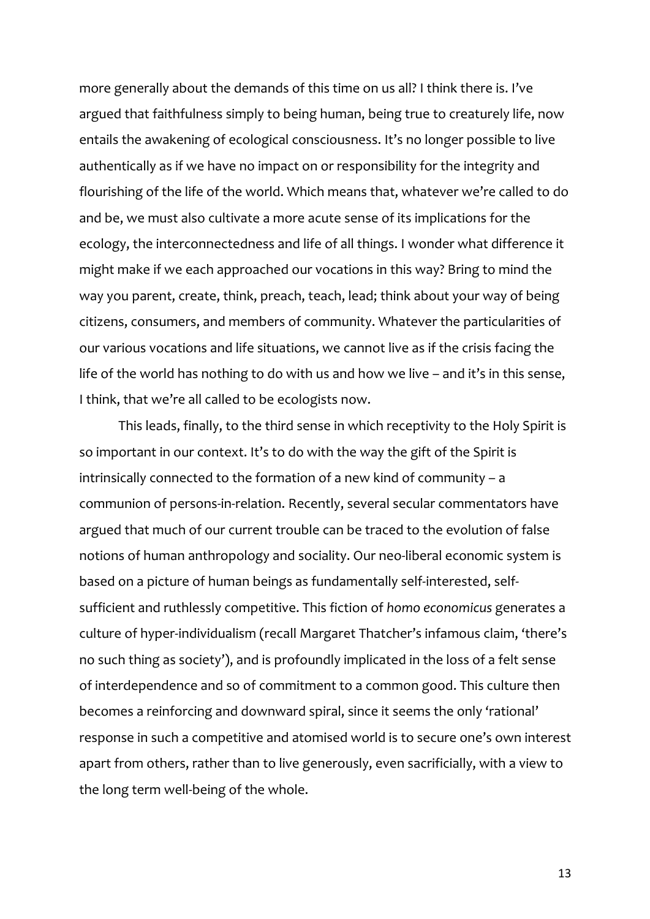more generally about the demands of this time on us all? I think there is. I've argued that faithfulness simply to being human, being true to creaturely life, now entails the awakening of ecological consciousness. It's no longer possible to live authentically as if we have no impact on or responsibility for the integrity and flourishing of the life of the world. Which means that, whatever we're called to do and be, we must also cultivate a more acute sense of its implications for the ecology, the interconnectedness and life of all things. I wonder what difference it might make if we each approached our vocations in this way? Bring to mind the way you parent, create, think, preach, teach, lead; think about your way of being citizens, consumers, and members of community. Whatever the particularities of our various vocations and life situations, we cannot live as if the crisis facing the life of the world has nothing to do with us and how we live – and it's in this sense, I think, that we're all called to be ecologists now.

This leads, finally, to the third sense in which receptivity to the Holy Spirit is so important in our context. It's to do with the way the gift of the Spirit is intrinsically connected to the formation of a new kind of community – a communion of persons-in-relation. Recently, several secular commentators have argued that much of our current trouble can be traced to the evolution of false notions of human anthropology and sociality. Our neo-liberal economic system is based on a picture of human beings as fundamentally self-interested, self-sufficient and ruthlessly competitive. This fiction of *homo economicus* generates a culture of hyper-individualism (recall Margaret Thatcher's infamous claim, 'there's no such thing as society'), and is profoundly implicated in the loss of a felt sense of interdependence and so of commitment to a common good. This culture then becomes a reinforcing and downward spiral, since it seems the only 'rational' response in such a competitive and atomised world is to secure one's own interest apart from others, rather than to live generously, even sacrificially, with a view to the long term well-being of the whole.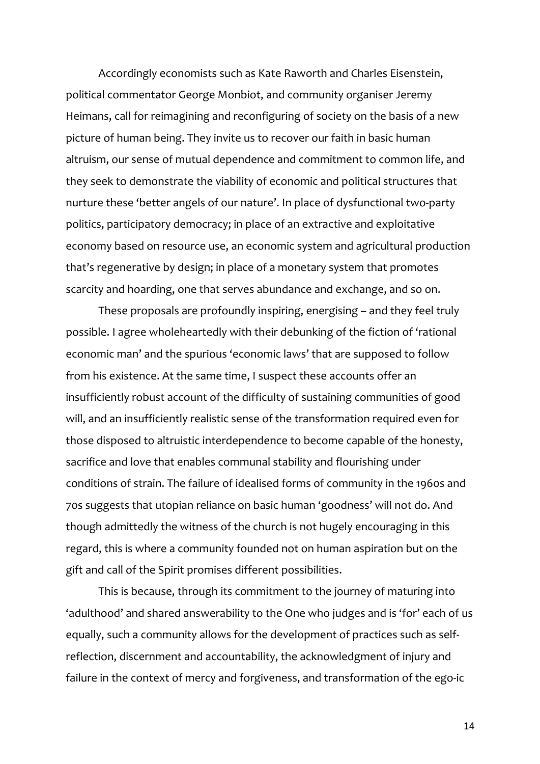Accordingly economists such as Kate Raworth and Charles Eisenstein, political commentator George Monbiot, and community organiser Jeremy Heimans, call for reimagining and reconfiguring of society on the basis of a new picture of human being. They invite us to recover our faith in basic human altruism, our sense of mutual dependence and commitment to common life, and they seek to demonstrate the viability of economic and political structures that nurture these 'better angels of our nature'. In place of dysfunctional two-party politics, participatory democracy; in place of an extractive and exploitative economy based on resource use, an economic system and agricultural production that's regenerative by design; in place of a monetary system that promotes scarcity and hoarding, one that serves abundance and exchange, and so on.

These proposals are profoundly inspiring, energising – and they feel truly possible. I agree wholeheartedly with their debunking of the fiction of 'rational economic man' and the spurious 'economic laws' that are supposed to follow from his existence. At the same time, I suspect these accounts offer an insufficiently robust account of the difficulty of sustaining communities of good will, and an insufficiently realistic sense of the transformation required even for those disposed to altruistic interdependence to become capable of the honesty, sacrifice and love that enables communal stability and flourishing under conditions of strain. The failure of idealised forms of community in the 1960s and 70s suggests that utopian reliance on basic human 'goodness' will not do. And though admittedly the witness of the church is not hugely encouraging in this regard, this is where a community founded not on human aspiration but on the gift and call of the Spirit promises different possibilities.

This is because, through its commitment to the journey of maturing into 'adulthood' and shared answerability to the One who judges and is 'for' each of us equally, such a community allows for the development of practices such as self-reflection, discernment and accountability, the acknowledgment of injury and failure in the context of mercy and forgiveness, and transformation of the ego-ic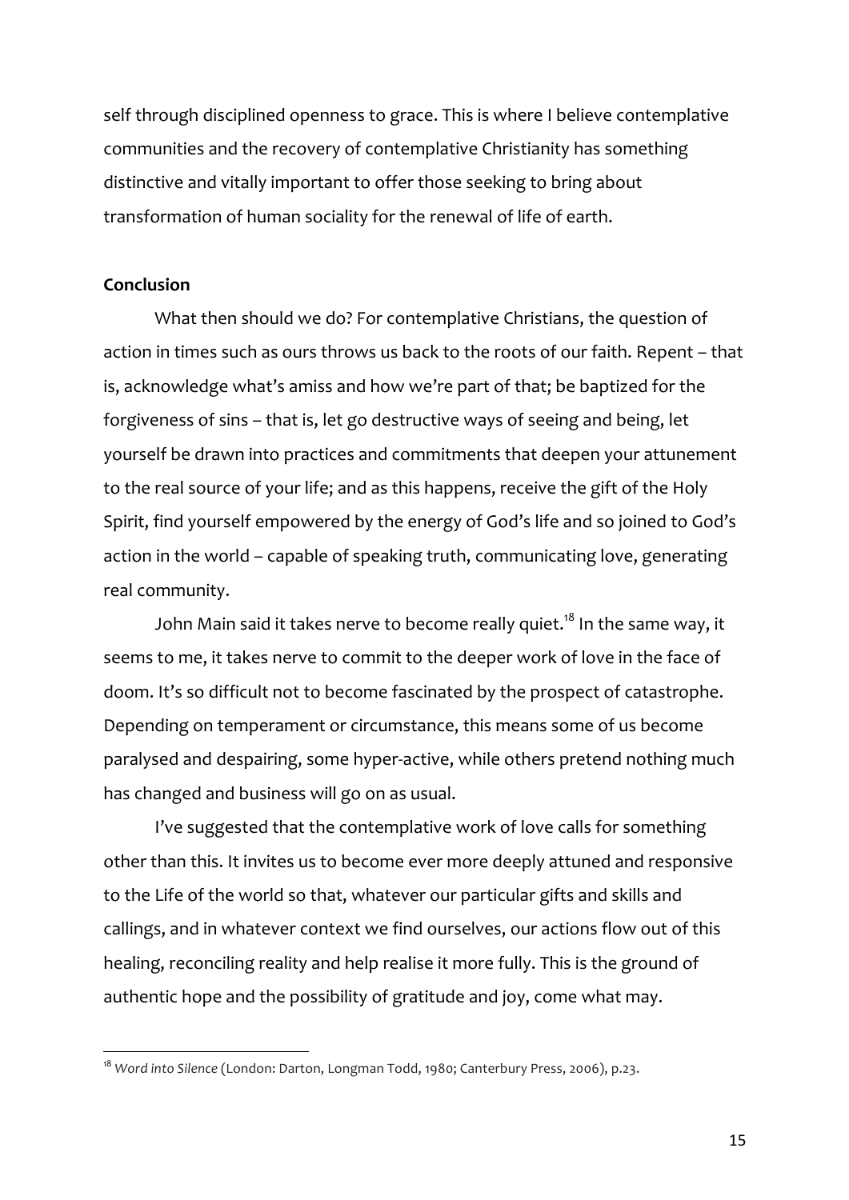self through disciplined openness to grace. This is where I believe contemplative communities and the recovery of contemplative Christianity has something distinctive and vitally important to offer those seeking to bring about transformation of human sociality for the renewal of life of earth.

## Conclusion

What then should we do? For contemplative Christians, the question of action in times such as ours throws us back to the roots of our faith. Repent – that is, acknowledge what's amiss and how we're part of that; be baptized for the forgiveness of sins – that is, let go destructive ways of seeing and being, let yourself be drawn into practices and commitments that deepen your attunement to the real source of your life; and as this happens, receive the gift of the Holy Spirit, find yourself empowered by the energy of God's life and so joined to God's action in the world – capable of speaking truth, communicating love, generating real community.

John Main said it takes nerve to become really quiet.[18] In the same way, it seems to me, it takes nerve to commit to the deeper work of love in the face of doom. It's so difficult not to become fascinated by the prospect of catastrophe. Depending on temperament or circumstance, this means some of us become paralysed and despairing, some hyper-active, while others pretend nothing much has changed and business will go on as usual.

I've suggested that the contemplative work of love calls for something other than this. It invites us to become ever more deeply attuned and responsive to the Life of the world so that, whatever our particular gifts and skills and callings, and in whatever context we find ourselves, our actions flow out of this healing, reconciling reality and help realise it more fully. This is the ground of authentic hope and the possibility of gratitude and joy, come what may.

---

[18] *Word into Silence* (London: Darton, Longman Todd, 1980; Canterbury Press, 2006), p.23.